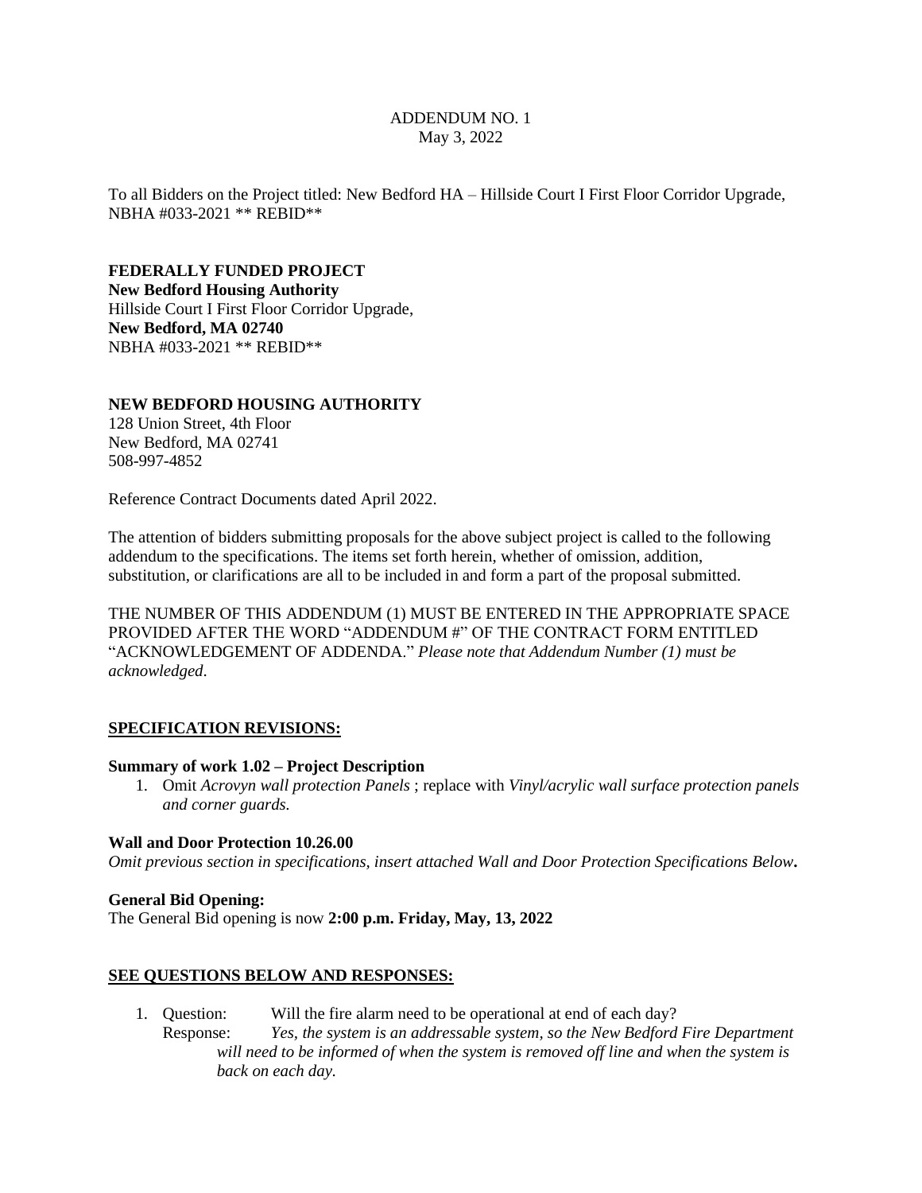ADDENDUM NO. 1
May 3, 2022

To all Bidders on the Project titled: New Bedford HA – Hillside Court I First Floor Corridor Upgrade, NBHA #033-2021 ** REBID**

**FEDERALLY FUNDED PROJECT**
**New Bedford Housing Authority**
Hillside Court I First Floor Corridor Upgrade,
**New Bedford, MA 02740**
NBHA #033-2021 ** REBID**

**NEW BEDFORD HOUSING AUTHORITY**
128 Union Street, 4th Floor
New Bedford, MA 02741
508-997-4852

Reference Contract Documents dated April 2022.

The attention of bidders submitting proposals for the above subject project is called to the following addendum to the specifications. The items set forth herein, whether of omission, addition, substitution, or clarifications are all to be included in and form a part of the proposal submitted.

THE NUMBER OF THIS ADDENDUM (1) MUST BE ENTERED IN THE APPROPRIATE SPACE PROVIDED AFTER THE WORD "ADDENDUM #" OF THE CONTRACT FORM ENTITLED "ACKNOWLEDGEMENT OF ADDENDA." *Please note that Addendum Number (1) must be acknowledged*.

## SPECIFICATION REVISIONS:

**Summary of work 1.02 – Project Description**

1. Omit *Acrovyn wall protection Panels* ; replace with *Vinyl/acrylic wall surface protection panels and corner guards.*

**Wall and Door Protection 10.26.00**

*Omit previous section in specifications, insert attached Wall and Door Protection Specifications Below***.**

**General Bid Opening:**

The General Bid opening is now **2:00 p.m. Friday, May, 13, 2022**

## SEE QUESTIONS BELOW AND RESPONSES:

1. Question: Will the fire alarm need to be operational at end of each day?
   Response: *Yes, the system is an addressable system, so the New Bedford Fire Department will need to be informed of when the system is removed off line and when the system is back on each day.*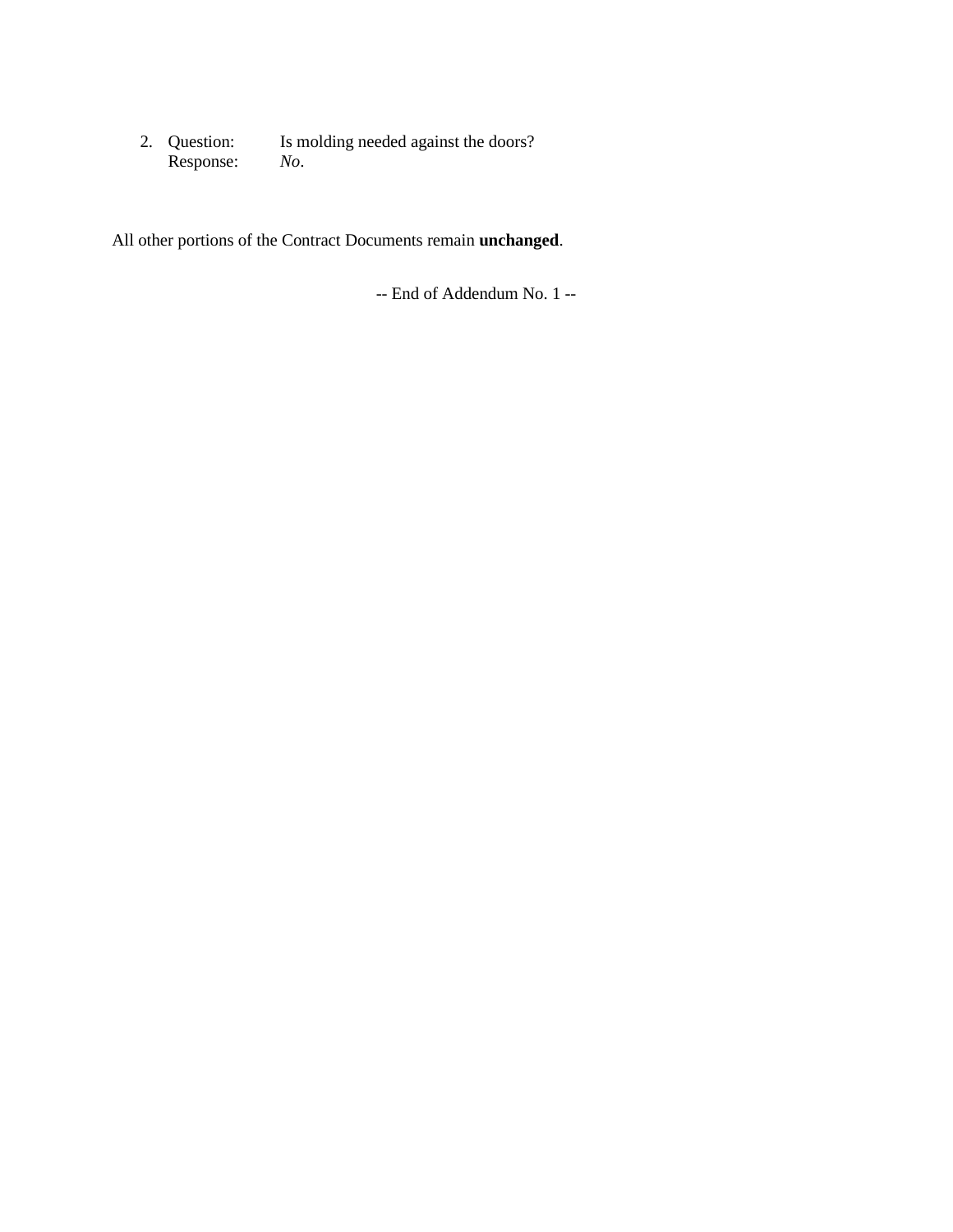2. Question: Is molding needed against the doors?
   Response: *No*.

All other portions of the Contract Documents remain **unchanged**.

-- End of Addendum No. 1 --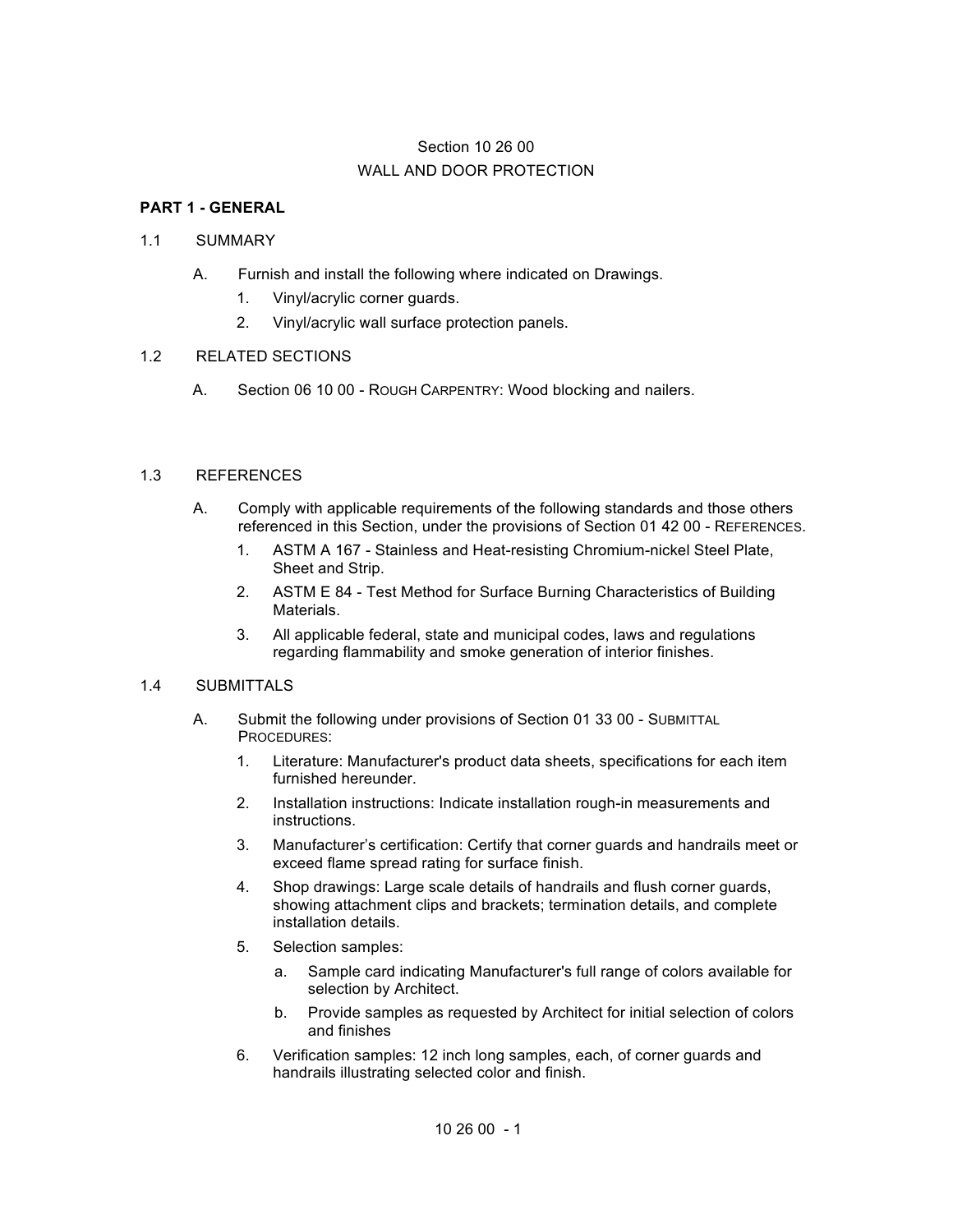Section 10 26 00

WALL AND DOOR PROTECTION

**PART 1 - GENERAL**

1.1 SUMMARY

A. Furnish and install the following where indicated on Drawings.

1. Vinyl/acrylic corner guards.
2. Vinyl/acrylic wall surface protection panels.

1.2 RELATED SECTIONS

A. Section 06 10 00 - ROUGH CARPENTRY: Wood blocking and nailers.

1.3 REFERENCES

A. Comply with applicable requirements of the following standards and those others referenced in this Section, under the provisions of Section 01 42 00 - REFERENCES.

1. ASTM A 167 - Stainless and Heat-resisting Chromium-nickel Steel Plate, Sheet and Strip.
2. ASTM E 84 - Test Method for Surface Burning Characteristics of Building Materials.
3. All applicable federal, state and municipal codes, laws and regulations regarding flammability and smoke generation of interior finishes.

1.4 SUBMITTALS

A. Submit the following under provisions of Section 01 33 00 - SUBMITTAL PROCEDURES:

1. Literature: Manufacturer's product data sheets, specifications for each item furnished hereunder.
2. Installation instructions: Indicate installation rough-in measurements and instructions.
3. Manufacturer's certification: Certify that corner guards and handrails meet or exceed flame spread rating for surface finish.
4. Shop drawings: Large scale details of handrails and flush corner guards, showing attachment clips and brackets; termination details, and complete installation details.
5. Selection samples:
   a. Sample card indicating Manufacturer's full range of colors available for selection by Architect.
   b. Provide samples as requested by Architect for initial selection of colors and finishes
6. Verification samples: 12 inch long samples, each, of corner guards and handrails illustrating selected color and finish.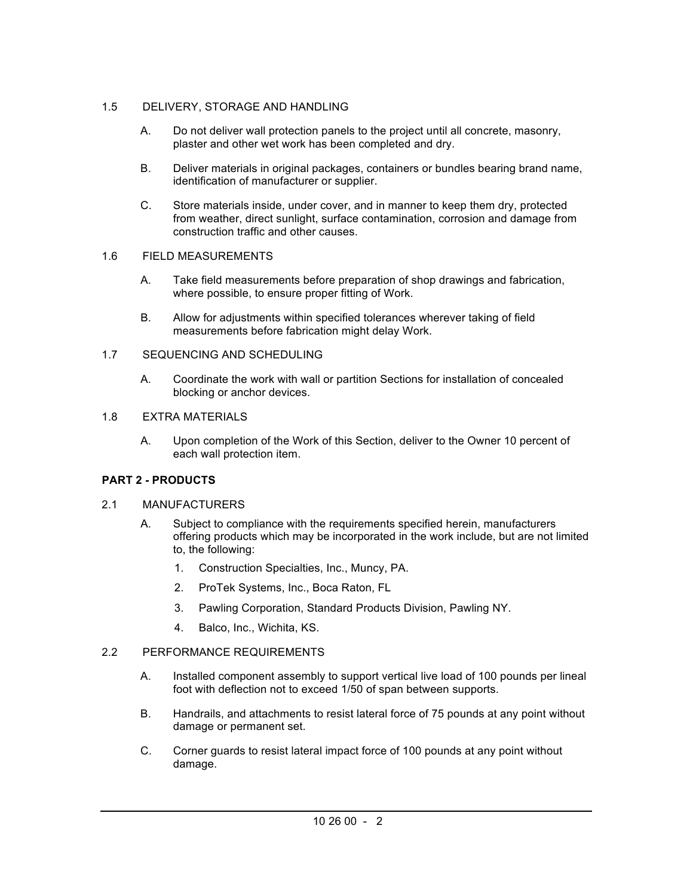1.5 DELIVERY, STORAGE AND HANDLING

A. Do not deliver wall protection panels to the project until all concrete, masonry, plaster and other wet work has been completed and dry.

B. Deliver materials in original packages, containers or bundles bearing brand name, identification of manufacturer or supplier.

C. Store materials inside, under cover, and in manner to keep them dry, protected from weather, direct sunlight, surface contamination, corrosion and damage from construction traffic and other causes.

1.6 FIELD MEASUREMENTS

A. Take field measurements before preparation of shop drawings and fabrication, where possible, to ensure proper fitting of Work.

B. Allow for adjustments within specified tolerances wherever taking of field measurements before fabrication might delay Work.

1.7 SEQUENCING AND SCHEDULING

A. Coordinate the work with wall or partition Sections for installation of concealed blocking or anchor devices.

1.8 EXTRA MATERIALS

A. Upon completion of the Work of this Section, deliver to the Owner 10 percent of each wall protection item.

**PART 2 - PRODUCTS**

2.1 MANUFACTURERS

A. Subject to compliance with the requirements specified herein, manufacturers offering products which may be incorporated in the work include, but are not limited to, the following:

1. Construction Specialties, Inc., Muncy, PA.
2. ProTek Systems, Inc., Boca Raton, FL
3. Pawling Corporation, Standard Products Division, Pawling NY.
4. Balco, Inc., Wichita, KS.

2.2 PERFORMANCE REQUIREMENTS

A. Installed component assembly to support vertical live load of 100 pounds per lineal foot with deflection not to exceed 1/50 of span between supports.

B. Handrails, and attachments to resist lateral force of 75 pounds at any point without damage or permanent set.

C. Corner guards to resist lateral impact force of 100 pounds at any point without damage.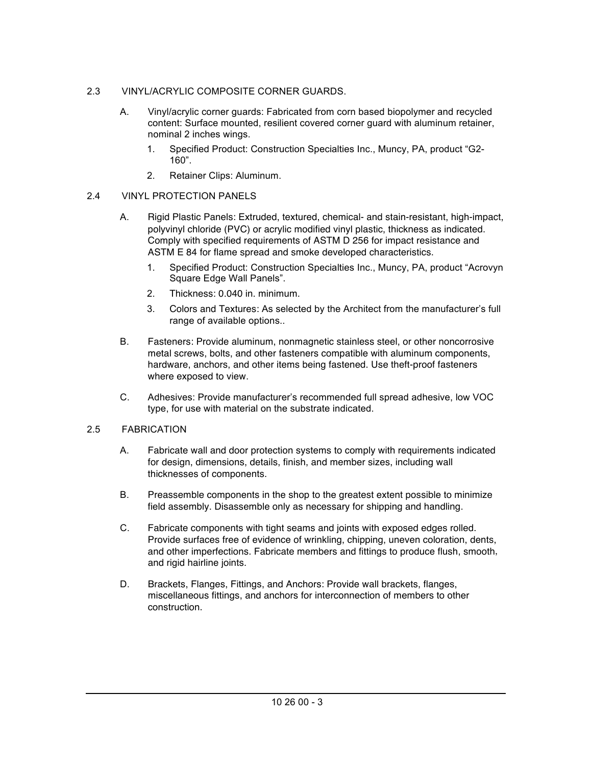## 2.3 VINYL/ACRYLIC COMPOSITE CORNER GUARDS.

A. Vinyl/acrylic corner guards: Fabricated from corn based biopolymer and recycled content: Surface mounted, resilient covered corner guard with aluminum retainer, nominal 2 inches wings.

   1. Specified Product: Construction Specialties Inc., Muncy, PA, product "G2-160".
   2. Retainer Clips: Aluminum.

## 2.4 VINYL PROTECTION PANELS

A. Rigid Plastic Panels: Extruded, textured, chemical- and stain-resistant, high-impact, polyvinyl chloride (PVC) or acrylic modified vinyl plastic, thickness as indicated. Comply with specified requirements of ASTM D 256 for impact resistance and ASTM E 84 for flame spread and smoke developed characteristics.

   1. Specified Product: Construction Specialties Inc., Muncy, PA, product "Acrovyn Square Edge Wall Panels".
   2. Thickness: 0.040 in. minimum.
   3. Colors and Textures: As selected by the Architect from the manufacturer's full range of available options..

B. Fasteners: Provide aluminum, nonmagnetic stainless steel, or other noncorrosive metal screws, bolts, and other fasteners compatible with aluminum components, hardware, anchors, and other items being fastened. Use theft-proof fasteners where exposed to view.

C. Adhesives: Provide manufacturer's recommended full spread adhesive, low VOC type, for use with material on the substrate indicated.

## 2.5 FABRICATION

A. Fabricate wall and door protection systems to comply with requirements indicated for design, dimensions, details, finish, and member sizes, including wall thicknesses of components.

B. Preassemble components in the shop to the greatest extent possible to minimize field assembly. Disassemble only as necessary for shipping and handling.

C. Fabricate components with tight seams and joints with exposed edges rolled. Provide surfaces free of evidence of wrinkling, chipping, uneven coloration, dents, and other imperfections. Fabricate members and fittings to produce flush, smooth, and rigid hairline joints.

D. Brackets, Flanges, Fittings, and Anchors: Provide wall brackets, flanges, miscellaneous fittings, and anchors for interconnection of members to other construction.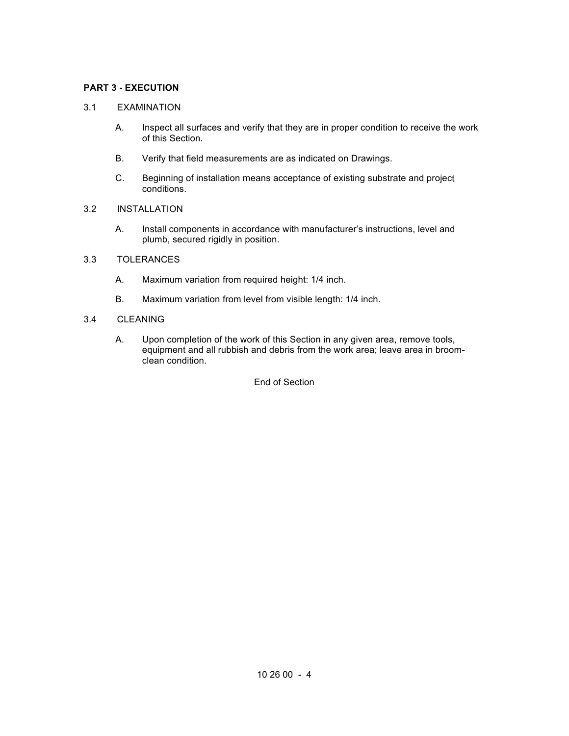**PART 3 - EXECUTION**

3.1 EXAMINATION

A. Inspect all surfaces and verify that they are in proper condition to receive the work of this Section.

B. Verify that field measurements are as indicated on Drawings.

C. Beginning of installation means acceptance of existing substrate and project conditions.

3.2 INSTALLATION

A. Install components in accordance with manufacturer's instructions, level and plumb, secured rigidly in position.

3.3 TOLERANCES

A. Maximum variation from required height: 1/4 inch.

B. Maximum variation from level from visible length: 1/4 inch.

3.4 CLEANING

A. Upon completion of the work of this Section in any given area, remove tools, equipment and all rubbish and debris from the work area; leave area in broom-clean condition.

End of Section